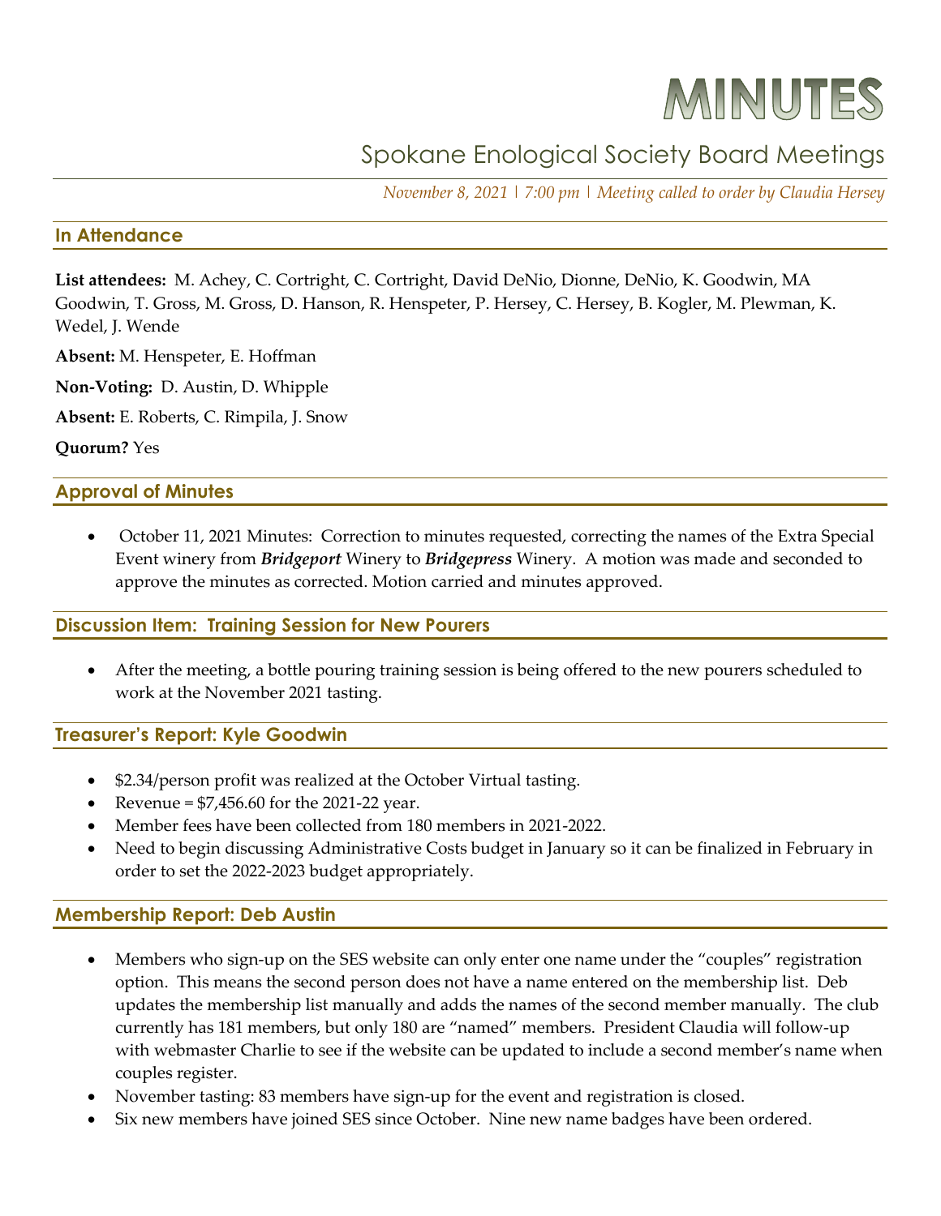# MINUTES

## Spokane Enological Society Board Meetings

*November 8, 2021 | 7:00 pm | Meeting called to order by Claudia Hersey*

### In Attendance

**List attendees:** M. Achey, C. Cortright, C. Cortright, David DeNio, Dionne, DeNio, K. Goodwin, MA Goodwin, T. Gross, M. Gross, D. Hanson, R. Henspeter, P. Hersey, C. Hersey, B. Kogler, M. Plewman, K. Wedel, J. Wende

**Absent:** M. Henspeter, E. Hoffman

**Non-Voting:** D. Austin, D. Whipple

**Absent:** E. Roberts, C. Rimpila, J. Snow

**Quorum?** Yes

### Approval of Minutes

- October 11, 2021 Minutes: Correction to minutes requested, correcting the names of the Extra Special Event winery from ***Bridgeport*** Winery to ***Bridgepress*** Winery. A motion was made and seconded to approve the minutes as corrected. Motion carried and minutes approved.

### Discussion Item: Training Session for New Pourers

- After the meeting, a bottle pouring training session is being offered to the new pourers scheduled to work at the November 2021 tasting.

### Treasurer's Report: Kyle Goodwin

- $2.34/person profit was realized at the October Virtual tasting.
- Revenue = $7,456.60 for the 2021-22 year.
- Member fees have been collected from 180 members in 2021-2022.
- Need to begin discussing Administrative Costs budget in January so it can be finalized in February in order to set the 2022-2023 budget appropriately.

### Membership Report: Deb Austin

- Members who sign-up on the SES website can only enter one name under the "couples" registration option. This means the second person does not have a name entered on the membership list. Deb updates the membership list manually and adds the names of the second member manually. The club currently has 181 members, but only 180 are "named" members. President Claudia will follow-up with webmaster Charlie to see if the website can be updated to include a second member's name when couples register.
- November tasting: 83 members have sign-up for the event and registration is closed.
- Six new members have joined SES since October. Nine new name badges have been ordered.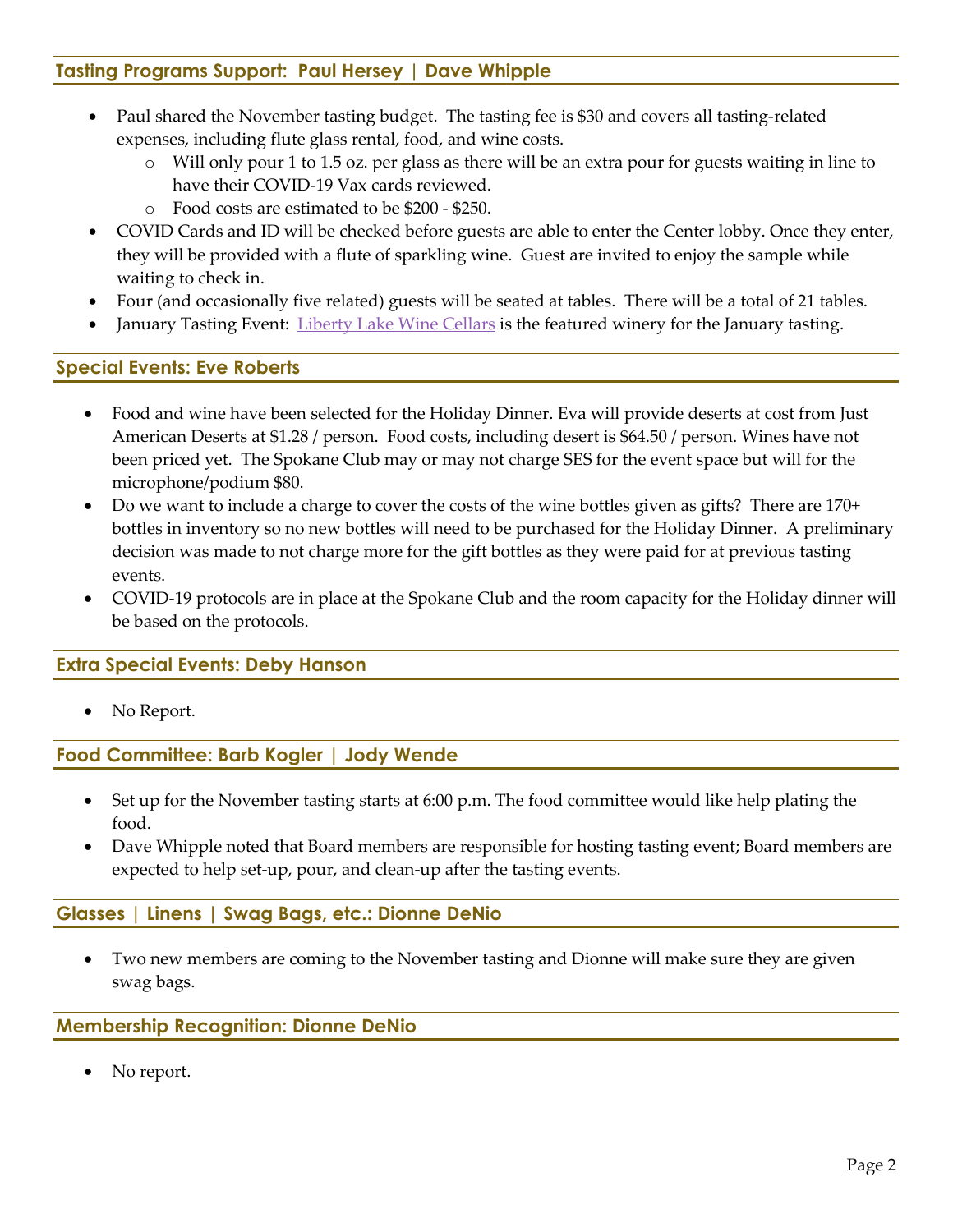## Tasting Programs Support: Paul Hersey | Dave Whipple

- Paul shared the November tasting budget. The tasting fee is $30 and covers all tasting-related expenses, including flute glass rental, food, and wine costs.
  - Will only pour 1 to 1.5 oz. per glass as there will be an extra pour for guests waiting in line to have their COVID-19 Vax cards reviewed.
  - Food costs are estimated to be $200 - $250.
- COVID Cards and ID will be checked before guests are able to enter the Center lobby. Once they enter, they will be provided with a flute of sparkling wine. Guest are invited to enjoy the sample while waiting to check in.
- Four (and occasionally five related) guests will be seated at tables. There will be a total of 21 tables.
- January Tasting Event: Liberty Lake Wine Cellars is the featured winery for the January tasting.

## Special Events: Eve Roberts

- Food and wine have been selected for the Holiday Dinner. Eva will provide deserts at cost from Just American Deserts at $1.28 / person. Food costs, including desert is $64.50 / person. Wines have not been priced yet. The Spokane Club may or may not charge SES for the event space but will for the microphone/podium $80.
- Do we want to include a charge to cover the costs of the wine bottles given as gifts? There are 170+ bottles in inventory so no new bottles will need to be purchased for the Holiday Dinner. A preliminary decision was made to not charge more for the gift bottles as they were paid for at previous tasting events.
- COVID-19 protocols are in place at the Spokane Club and the room capacity for the Holiday dinner will be based on the protocols.

## Extra Special Events: Deby Hanson

- No Report.

## Food Committee: Barb Kogler | Jody Wende

- Set up for the November tasting starts at 6:00 p.m. The food committee would like help plating the food.
- Dave Whipple noted that Board members are responsible for hosting tasting event; Board members are expected to help set-up, pour, and clean-up after the tasting events.

## Glasses | Linens | Swag Bags, etc.: Dionne DeNio

- Two new members are coming to the November tasting and Dionne will make sure they are given swag bags.

## Membership Recognition: Dionne DeNio

- No report.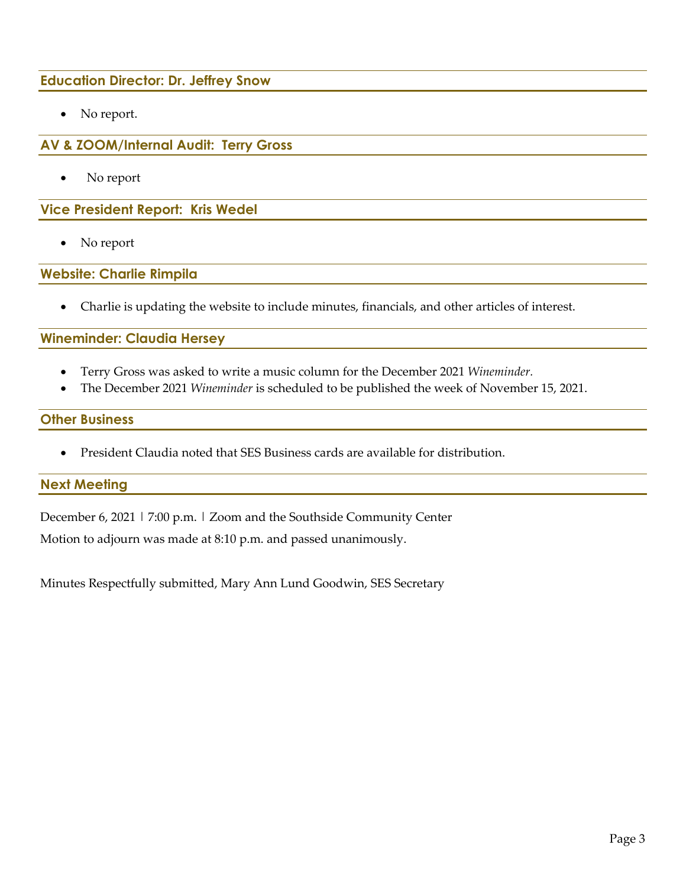## Education Director: Dr. Jeffrey Snow

- No report.

## AV & ZOOM/Internal Audit: Terry Gross

- No report

## Vice President Report: Kris Wedel

- No report

## Website: Charlie Rimpila

- Charlie is updating the website to include minutes, financials, and other articles of interest.

## Wineminder: Claudia Hersey

- Terry Gross was asked to write a music column for the December 2021 *Wineminder.*
- The December 2021 *Wineminder* is scheduled to be published the week of November 15, 2021.

## Other Business

- President Claudia noted that SES Business cards are available for distribution.

## Next Meeting

December 6, 2021 | 7:00 p.m. | Zoom and the Southside Community Center

Motion to adjourn was made at 8:10 p.m. and passed unanimously.

Minutes Respectfully submitted, Mary Ann Lund Goodwin, SES Secretary